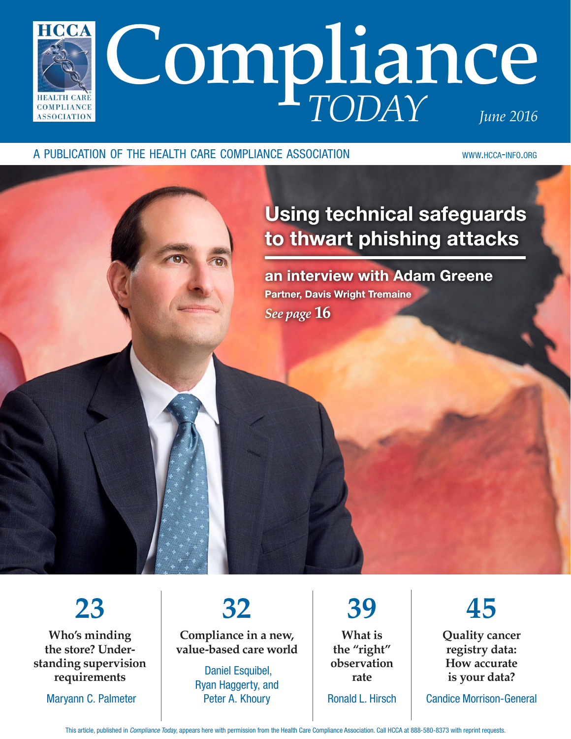# Compliance *TODAY*

HCCA HEALTH CARE COMPLIANCE ASSOCIATION

*June 2016*

A PUBLICATION OF THE HEALTH CARE COMPLIANCE ASSOCIATION

WWW.HCCA-INFO.ORG

## Using technical safeguards to thwart phishing attacks

**an interview with Adam Greene**

**Partner, Davis Wright Tremaine**

*See page* **16**

**23**

**Who's minding the store? Understanding supervision requirements**

Maryann C. Palmeter

**32**

**Compliance in a new, value-based care world**

Daniel Esquibel, Ryan Haggerty, and Peter A. Khoury

**39**

**What is the "right" observation rate**

Ronald L. Hirsch

**45**

**Quality cancer registry data: How accurate is your data?**

Candice Morrison-General

This article, published in *Compliance Today*, appears here with permission from the Health Care Compliance Association. Call HCCA at 888-580-8373 with reprint requests.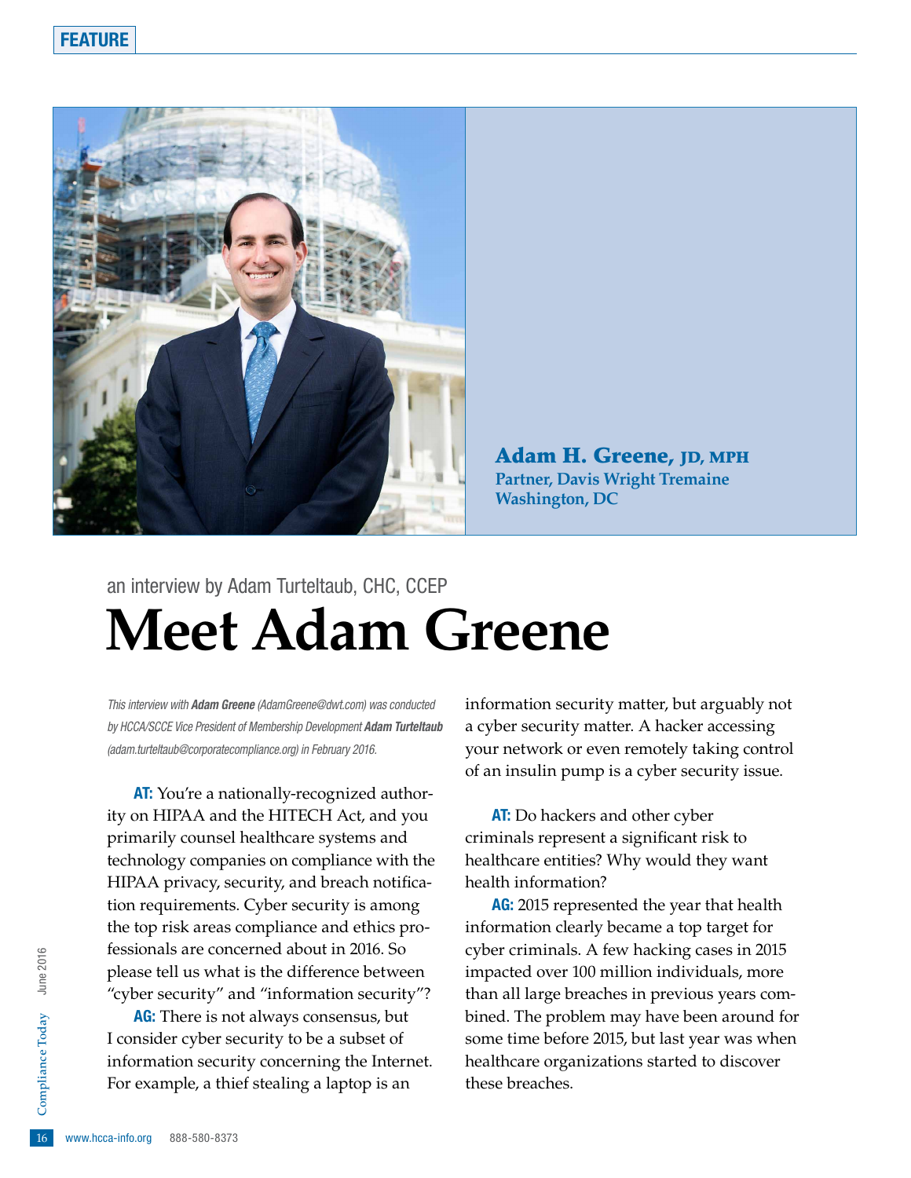FEATURE

**Adam H. Greene, JD, MPH**
**Partner, Davis Wright Tremaine**
**Washington, DC**

an interview by Adam Turteltaub, CHC, CCEP

# Meet Adam Greene

*This interview with **Adam Greene** (AdamGreene@dwt.com) was conducted by HCCA/SCCE Vice President of Membership Development **Adam Turteltaub** (adam.turteltaub@corporatecompliance.org) in February 2016.*

**AT:** You're a nationally-recognized authority on HIPAA and the HITECH Act, and you primarily counsel healthcare systems and technology companies on compliance with the HIPAA privacy, security, and breach notification requirements. Cyber security is among the top risk areas compliance and ethics professionals are concerned about in 2016. So please tell us what is the difference between "cyber security" and "information security"?

**AG:** There is not always consensus, but I consider cyber security to be a subset of information security concerning the Internet. For example, a thief stealing a laptop is an information security matter, but arguably not a cyber security matter. A hacker accessing your network or even remotely taking control of an insulin pump is a cyber security issue.

**AT:** Do hackers and other cyber criminals represent a significant risk to healthcare entities? Why would they want health information?

**AG:** 2015 represented the year that health information clearly became a top target for cyber criminals. A few hacking cases in 2015 impacted over 100 million individuals, more than all large breaches in previous years combined. The problem may have been around for some time before 2015, but last year was when healthcare organizations started to discover these breaches.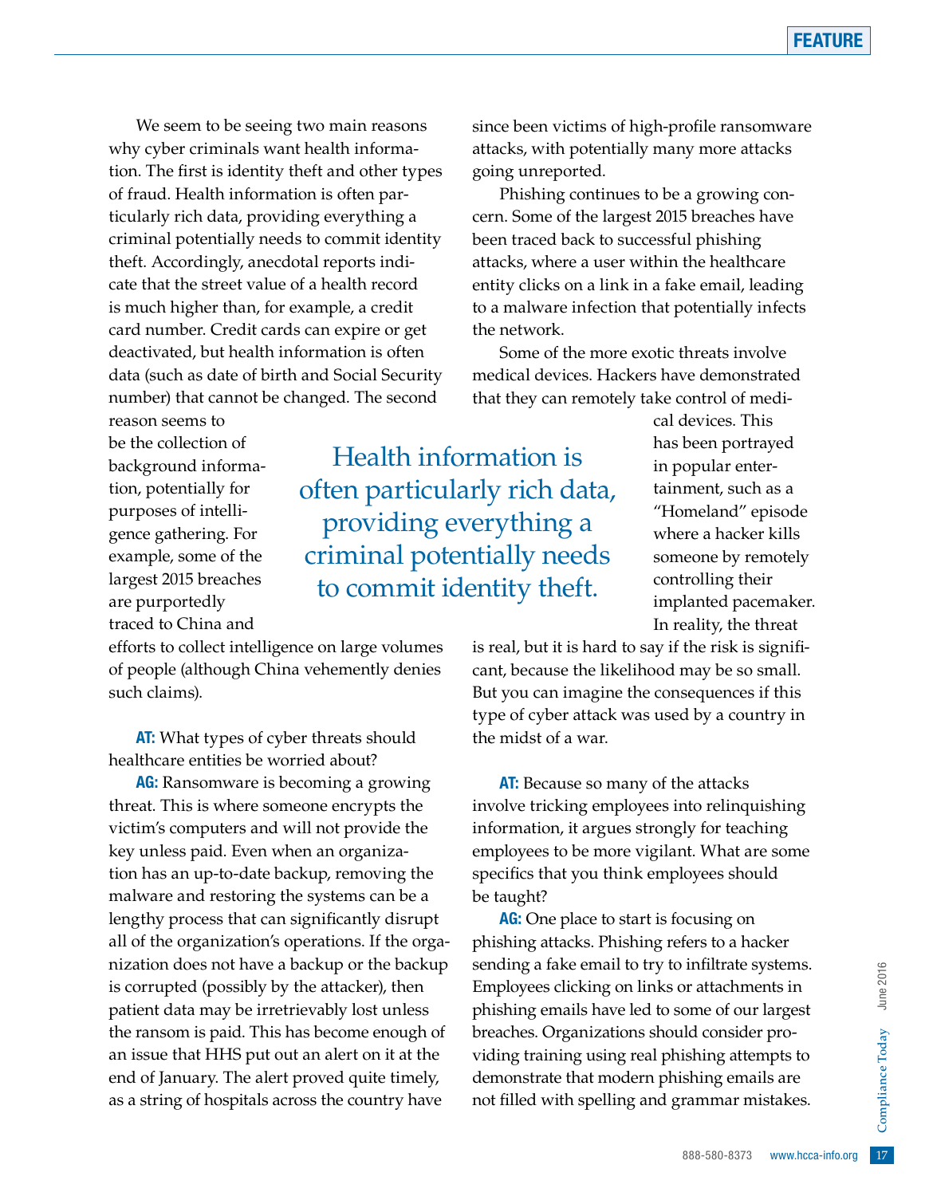We seem to be seeing two main reasons why cyber criminals want health information. The first is identity theft and other types of fraud. Health information is often particularly rich data, providing everything a criminal potentially needs to commit identity theft. Accordingly, anecdotal reports indicate that the street value of a health record is much higher than, for example, a credit card number. Credit cards can expire or get deactivated, but health information is often data (such as date of birth and Social Security number) that cannot be changed. The second reason seems to be the collection of background information, potentially for purposes of intelligence gathering. For example, some of the largest 2015 breaches are purportedly traced to China and efforts to collect intelligence on large volumes of people (although China vehemently denies such claims).

> Health information is often particularly rich data, providing everything a criminal potentially needs to commit identity theft.

**AT:** What types of cyber threats should healthcare entities be worried about?

**AG:** Ransomware is becoming a growing threat. This is where someone encrypts the victim's computers and will not provide the key unless paid. Even when an organization has an up-to-date backup, removing the malware and restoring the systems can be a lengthy process that can significantly disrupt all of the organization's operations. If the organization does not have a backup or the backup is corrupted (possibly by the attacker), then patient data may be irretrievably lost unless the ransom is paid. This has become enough of an issue that HHS put out an alert on it at the end of January. The alert proved quite timely, as a string of hospitals across the country have since been victims of high-profile ransomware attacks, with potentially many more attacks going unreported.

Phishing continues to be a growing concern. Some of the largest 2015 breaches have been traced back to successful phishing attacks, where a user within the healthcare entity clicks on a link in a fake email, leading to a malware infection that potentially infects the network.

Some of the more exotic threats involve medical devices. Hackers have demonstrated that they can remotely take control of medical devices. This has been portrayed in popular entertainment, such as a "Homeland" episode where a hacker kills someone by remotely controlling their implanted pacemaker. In reality, the threat is real, but it is hard to say if the risk is significant, because the likelihood may be so small. But you can imagine the consequences if this type of cyber attack was used by a country in the midst of a war.

**AT:** Because so many of the attacks involve tricking employees into relinquishing information, it argues strongly for teaching employees to be more vigilant. What are some specifics that you think employees should be taught?

**AG:** One place to start is focusing on phishing attacks. Phishing refers to a hacker sending a fake email to try to infiltrate systems. Employees clicking on links or attachments in phishing emails have led to some of our largest breaches. Organizations should consider providing training using real phishing attempts to demonstrate that modern phishing emails are not filled with spelling and grammar mistakes.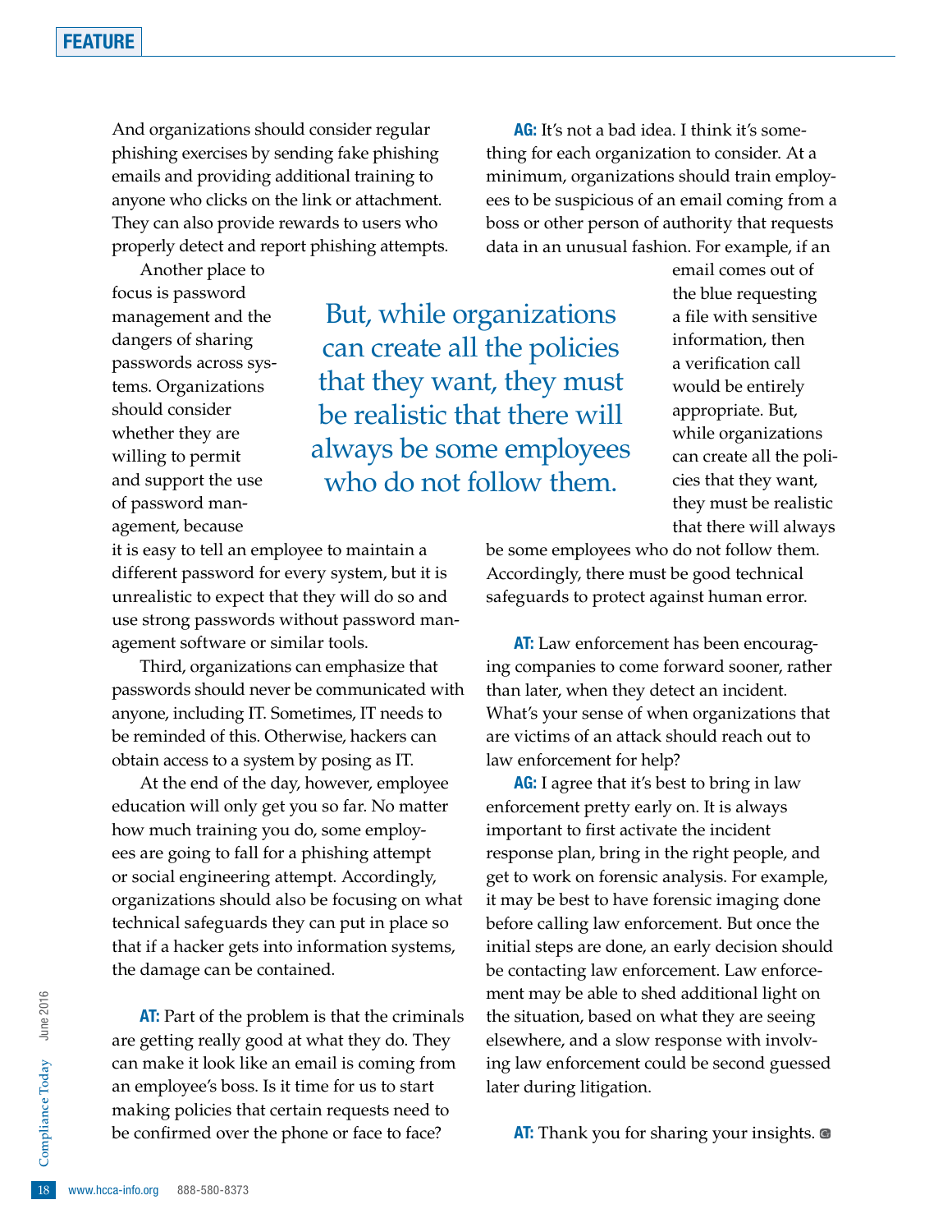And organizations should consider regular phishing exercises by sending fake phishing emails and providing additional training to anyone who clicks on the link or attachment. They can also provide rewards to users who properly detect and report phishing attempts.

Another place to focus is password management and the dangers of sharing passwords across systems. Organizations should consider whether they are willing to permit and support the use of password management, because it is easy to tell an employee to maintain a different password for every system, but it is unrealistic to expect that they will do so and use strong passwords without password management software or similar tools.

Third, organizations can emphasize that passwords should never be communicated with anyone, including IT. Sometimes, IT needs to be reminded of this. Otherwise, hackers can obtain access to a system by posing as IT.

At the end of the day, however, employee education will only get you so far. No matter how much training you do, some employees are going to fall for a phishing attempt or social engineering attempt. Accordingly, organizations should also be focusing on what technical safeguards they can put in place so that if a hacker gets into information systems, the damage can be contained.

**AT:** Part of the problem is that the criminals are getting really good at what they do. They can make it look like an email is coming from an employee's boss. Is it time for us to start making policies that certain requests need to be confirmed over the phone or face to face?

**AG:** It's not a bad idea. I think it's something for each organization to consider. At a minimum, organizations should train employees to be suspicious of an email coming from a boss or other person of authority that requests data in an unusual fashion. For example, if an email comes out of the blue requesting a file with sensitive information, then a verification call would be entirely appropriate. But, while organizations can create all the policies that they want, they must be realistic that there will always be some employees who do not follow them. Accordingly, there must be good technical safeguards to protect against human error.

> But, while organizations can create all the policies that they want, they must be realistic that there will always be some employees who do not follow them.

**AT:** Law enforcement has been encouraging companies to come forward sooner, rather than later, when they detect an incident. What's your sense of when organizations that are victims of an attack should reach out to law enforcement for help?

**AG:** I agree that it's best to bring in law enforcement pretty early on. It is always important to first activate the incident response plan, bring in the right people, and get to work on forensic analysis. For example, it may be best to have forensic imaging done before calling law enforcement. But once the initial steps are done, an early decision should be contacting law enforcement. Law enforcement may be able to shed additional light on the situation, based on what they are seeing elsewhere, and a slow response with involving law enforcement could be second guessed later during litigation.

**AT:** Thank you for sharing your insights.